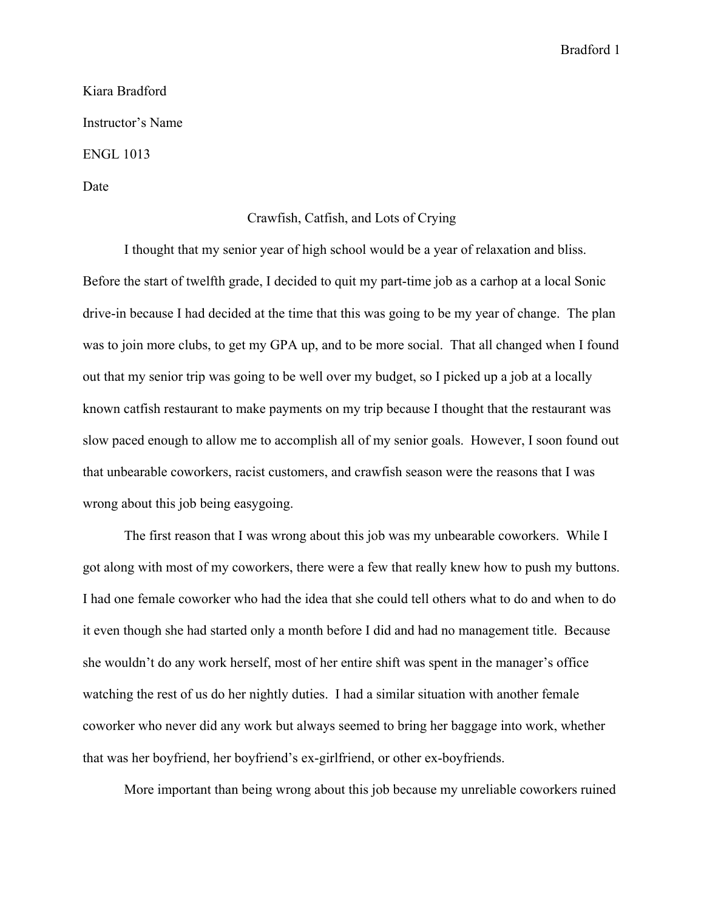Kiara Bradford

Instructor's Name

ENGL 1013

Date

Crawfish, Catfish, and Lots of Crying

I thought that my senior year of high school would be a year of relaxation and bliss. Before the start of twelfth grade, I decided to quit my part-time job as a carhop at a local Sonic drive-in because I had decided at the time that this was going to be my year of change. The plan was to join more clubs, to get my GPA up, and to be more social. That all changed when I found out that my senior trip was going to be well over my budget, so I picked up a job at a locally known catfish restaurant to make payments on my trip because I thought that the restaurant was slow paced enough to allow me to accomplish all of my senior goals. However, I soon found out that unbearable coworkers, racist customers, and crawfish season were the reasons that I was wrong about this job being easygoing.

The first reason that I was wrong about this job was my unbearable coworkers. While I got along with most of my coworkers, there were a few that really knew how to push my buttons. I had one female coworker who had the idea that she could tell others what to do and when to do it even though she had started only a month before I did and had no management title. Because she wouldn't do any work herself, most of her entire shift was spent in the manager's office watching the rest of us do her nightly duties. I had a similar situation with another female coworker who never did any work but always seemed to bring her baggage into work, whether that was her boyfriend, her boyfriend's ex-girlfriend, or other ex-boyfriends.

More important than being wrong about this job because my unreliable coworkers ruined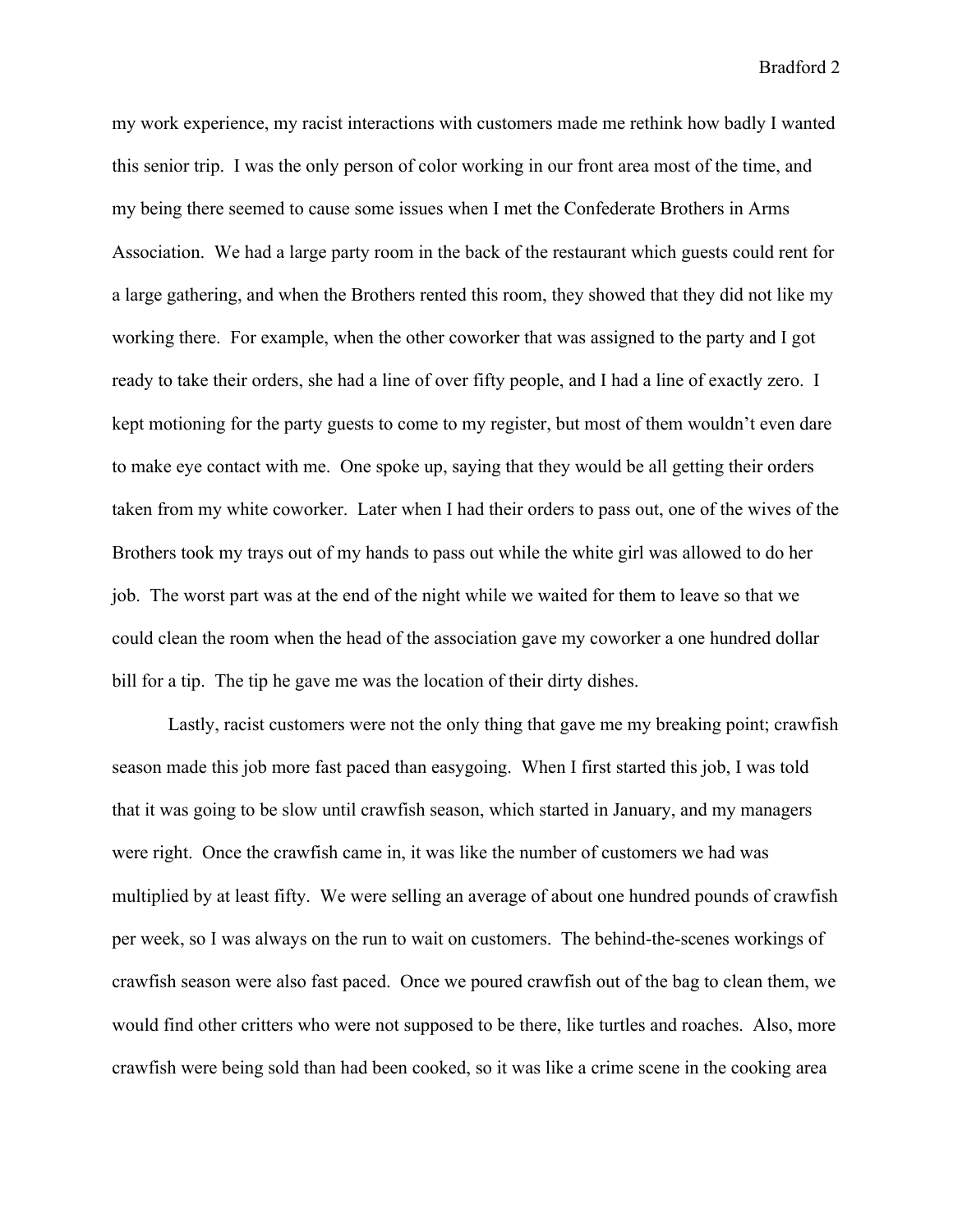my work experience, my racist interactions with customers made me rethink how badly I wanted this senior trip. I was the only person of color working in our front area most of the time, and my being there seemed to cause some issues when I met the Confederate Brothers in Arms Association. We had a large party room in the back of the restaurant which guests could rent for a large gathering, and when the Brothers rented this room, they showed that they did not like my working there. For example, when the other coworker that was assigned to the party and I got ready to take their orders, she had a line of over fifty people, and I had a line of exactly zero. I kept motioning for the party guests to come to my register, but most of them wouldn't even dare to make eye contact with me. One spoke up, saying that they would be all getting their orders taken from my white coworker. Later when I had their orders to pass out, one of the wives of the Brothers took my trays out of my hands to pass out while the white girl was allowed to do her job. The worst part was at the end of the night while we waited for them to leave so that we could clean the room when the head of the association gave my coworker a one hundred dollar bill for a tip. The tip he gave me was the location of their dirty dishes.

Lastly, racist customers were not the only thing that gave me my breaking point; crawfish season made this job more fast paced than easygoing. When I first started this job, I was told that it was going to be slow until crawfish season, which started in January, and my managers were right. Once the crawfish came in, it was like the number of customers we had was multiplied by at least fifty. We were selling an average of about one hundred pounds of crawfish per week, so I was always on the run to wait on customers. The behind-the-scenes workings of crawfish season were also fast paced. Once we poured crawfish out of the bag to clean them, we would find other critters who were not supposed to be there, like turtles and roaches. Also, more crawfish were being sold than had been cooked, so it was like a crime scene in the cooking area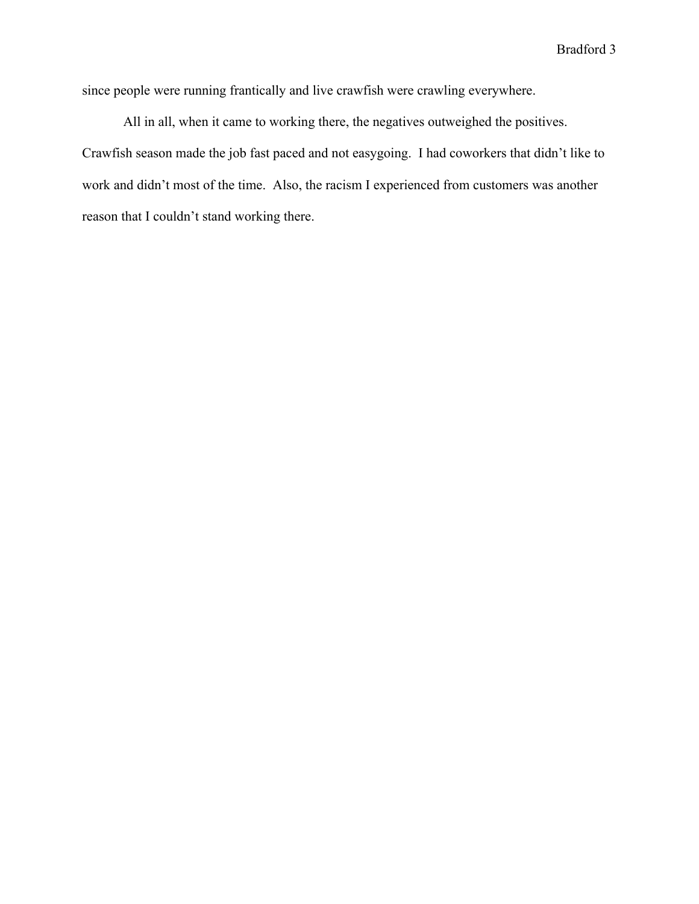since people were running frantically and live crawfish were crawling everywhere.

All in all, when it came to working there, the negatives outweighed the positives. Crawfish season made the job fast paced and not easygoing.  I had coworkers that didn't like to work and didn't most of the time.  Also, the racism I experienced from customers was another reason that I couldn't stand working there.